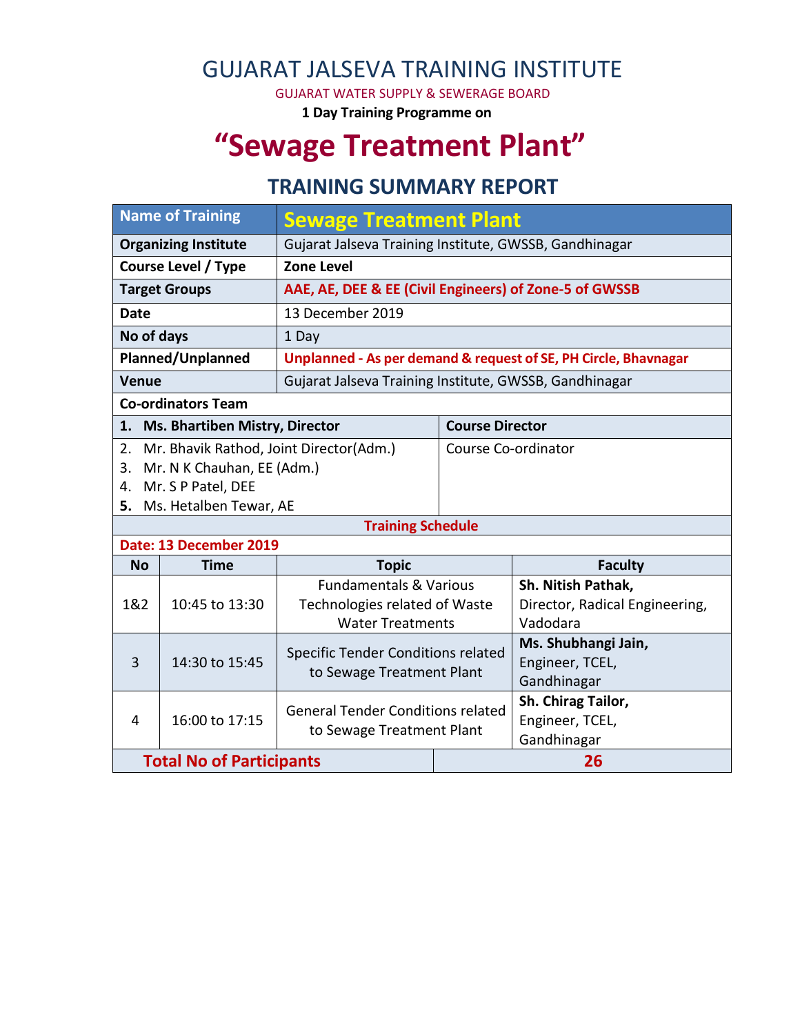# GUJARAT JALSEVA TRAINING INSTITUTE

GUJARAT WATER SUPPLY & SEWERAGE BOARD

**1 Day Training Programme on**

# "Sewage Treatment Plant"

## TRAINING SUMMARY REPORT

| Name of Training | Sewage Treatment Plant |
|---|---|
| **Organizing Institute** | Gujarat Jalseva Training Institute, GWSSB, Gandhinagar |
| **Course Level / Type** | **Zone Level** |
| **Target Groups** | **AAE, AE, DEE & EE (Civil Engineers) of Zone-5 of GWSSB** |
| **Date** | 13 December 2019 |
| **No of days** | 1 Day |
| **Planned/Unplanned** | **Unplanned - As per demand & request of SE, PH Circle, Bhavnagar** |
| **Venue** | Gujarat Jalseva Training Institute, GWSSB, Gandhinagar |

**Co-ordinators Team**

| Name | Role |
|---|---|
| **1. Ms. Bhartiben Mistry, Director** | **Course Director** |
| 2. Mr. Bhavik Rathod, Joint Director(Adm.)<br>3. Mr. N K Chauhan, EE (Adm.)<br>4. Mr. S P Patel, DEE<br>5. Ms. Hetalben Tewar, AE | Course Co-ordinator |

**Training Schedule**

**Date: 13 December 2019**

| No | Time | Topic | Faculty |
|---|---|---|---|
| 1&2 | 10:45 to 13:30 | Fundamentals & Various Technologies related of Waste Water Treatments | **Sh. Nitish Pathak,** Director, Radical Engineering, Vadodara |
| 3 | 14:30 to 15:45 | Specific Tender Conditions related to Sewage Treatment Plant | **Ms. Shubhangi Jain,** Engineer, TCEL, Gandhinagar |
| 4 | 16:00 to 17:15 | General Tender Conditions related to Sewage Treatment Plant | **Sh. Chirag Tailor,** Engineer, TCEL, Gandhinagar |

| **Total No of Participants** | **26** |
|---|---|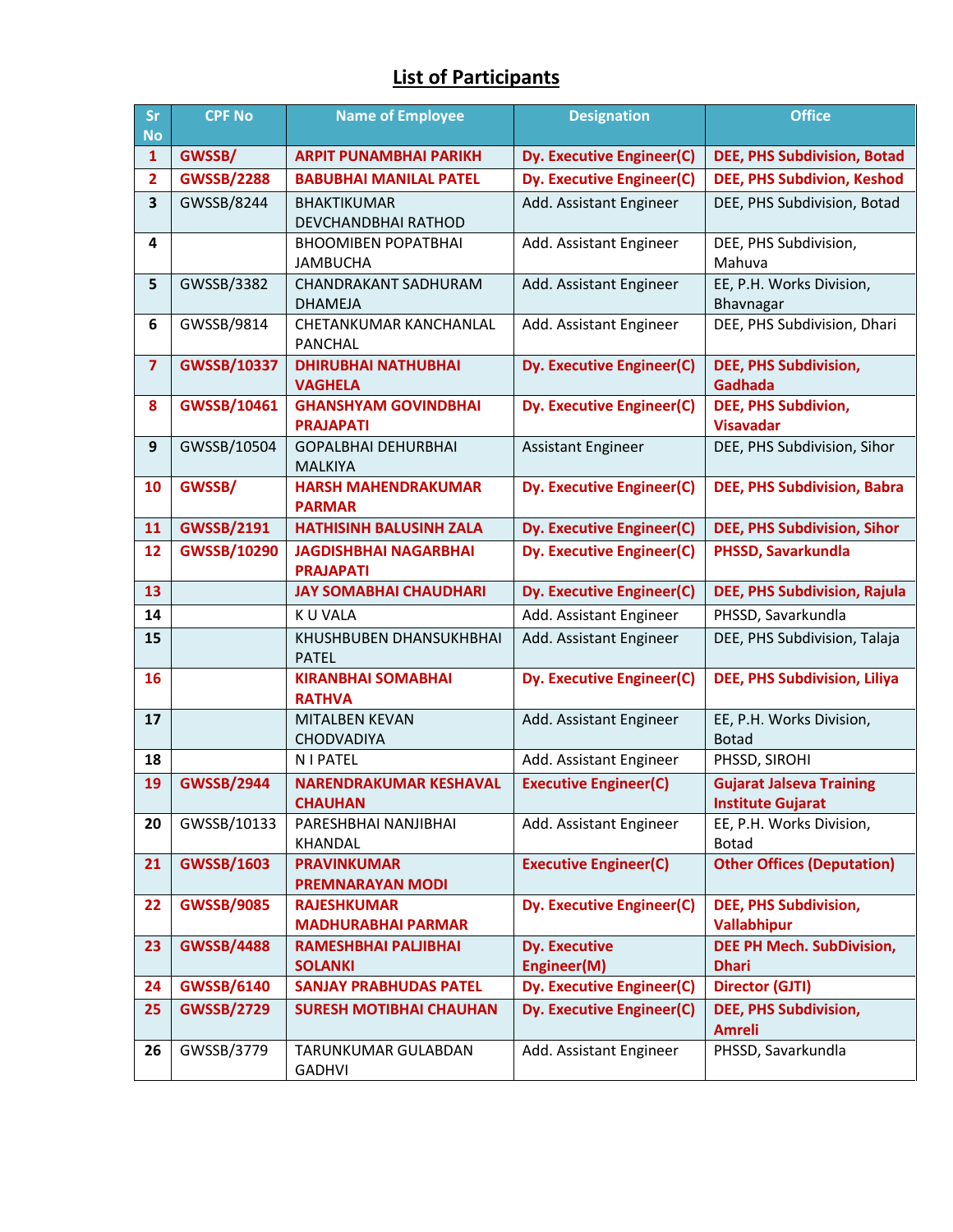# List of Participants

| Sr No | CPF No | Name of Employee | Designation | Office |
|---|---|---|---|---|
| 1 | GWSSB/ | ARPIT PUNAMBHAI PARIKH | Dy. Executive Engineer(C) | DEE, PHS Subdivision, Botad |
| 2 | GWSSB/2288 | BABUBHAI MANILAL PATEL | Dy. Executive Engineer(C) | DEE, PHS Subdivion, Keshod |
| 3 | GWSSB/8244 | BHAKTIKUMAR DEVCHANDBHAI RATHOD | Add. Assistant Engineer | DEE, PHS Subdivision, Botad |
| 4 | | BHOOMIBEN POPATBHAI JAMBUCHA | Add. Assistant Engineer | DEE, PHS Subdivision, Mahuva |
| 5 | GWSSB/3382 | CHANDRAKANT SADHURAM DHAMEJA | Add. Assistant Engineer | EE, P.H. Works Division, Bhavnagar |
| 6 | GWSSB/9814 | CHETANKUMAR KANCHANLAL PANCHAL | Add. Assistant Engineer | DEE, PHS Subdivision, Dhari |
| 7 | GWSSB/10337 | DHIRUBHAI NATHUBHAI VAGHELA | Dy. Executive Engineer(C) | DEE, PHS Subdivision, Gadhada |
| 8 | GWSSB/10461 | GHANSHYAM GOVINDBHAI PRAJAPATI | Dy. Executive Engineer(C) | DEE, PHS Subdivion, Visavadar |
| 9 | GWSSB/10504 | GOPALBHAI DEHURBHAI MALKIYA | Assistant Engineer | DEE, PHS Subdivision, Sihor |
| 10 | GWSSB/ | HARSH MAHENDRAKUMAR PARMAR | Dy. Executive Engineer(C) | DEE, PHS Subdivision, Babra |
| 11 | GWSSB/2191 | HATHISINH BALUSINH ZALA | Dy. Executive Engineer(C) | DEE, PHS Subdivision, Sihor |
| 12 | GWSSB/10290 | JAGDISHBHAI NAGARBHAI PRAJAPATI | Dy. Executive Engineer(C) | PHSSD, Savarkundla |
| 13 | | JAY SOMABHAI CHAUDHARI | Dy. Executive Engineer(C) | DEE, PHS Subdivision, Rajula |
| 14 | | K U VALA | Add. Assistant Engineer | PHSSD, Savarkundla |
| 15 | | KHUSHBUBEN DHANSUKHBHAI PATEL | Add. Assistant Engineer | DEE, PHS Subdivision, Talaja |
| 16 | | KIRANBHAI SOMABHAI RATHVA | Dy. Executive Engineer(C) | DEE, PHS Subdivision, Liliya |
| 17 | | MITALBEN KEVAN CHODVADIYA | Add. Assistant Engineer | EE, P.H. Works Division, Botad |
| 18 | | N I PATEL | Add. Assistant Engineer | PHSSD, SIROHI |
| 19 | GWSSB/2944 | NARENDRAKUMAR KESHAVAL CHAUHAN | Executive Engineer(C) | Gujarat Jalseva Training Institute Gujarat |
| 20 | GWSSB/10133 | PARESHBHAI NANJIBHAI KHANDAL | Add. Assistant Engineer | EE, P.H. Works Division, Botad |
| 21 | GWSSB/1603 | PRAVINKUMAR PREMNARAYAN MODI | Executive Engineer(C) | Other Offices (Deputation) |
| 22 | GWSSB/9085 | RAJESHKUMAR MADHURABHAI PARMAR | Dy. Executive Engineer(C) | DEE, PHS Subdivision, Vallabhipur |
| 23 | GWSSB/4488 | RAMESHBHAI PALJIBHAI SOLANKI | Dy. Executive Engineer(M) | DEE PH Mech. SubDivision, Dhari |
| 24 | GWSSB/6140 | SANJAY PRABHUDAS PATEL | Dy. Executive Engineer(C) | Director (GJTI) |
| 25 | GWSSB/2729 | SURESH MOTIBHAI CHAUHAN | Dy. Executive Engineer(C) | DEE, PHS Subdivision, Amreli |
| 26 | GWSSB/3779 | TARUNKUMAR GULABDAN GADHVI | Add. Assistant Engineer | PHSSD, Savarkundla |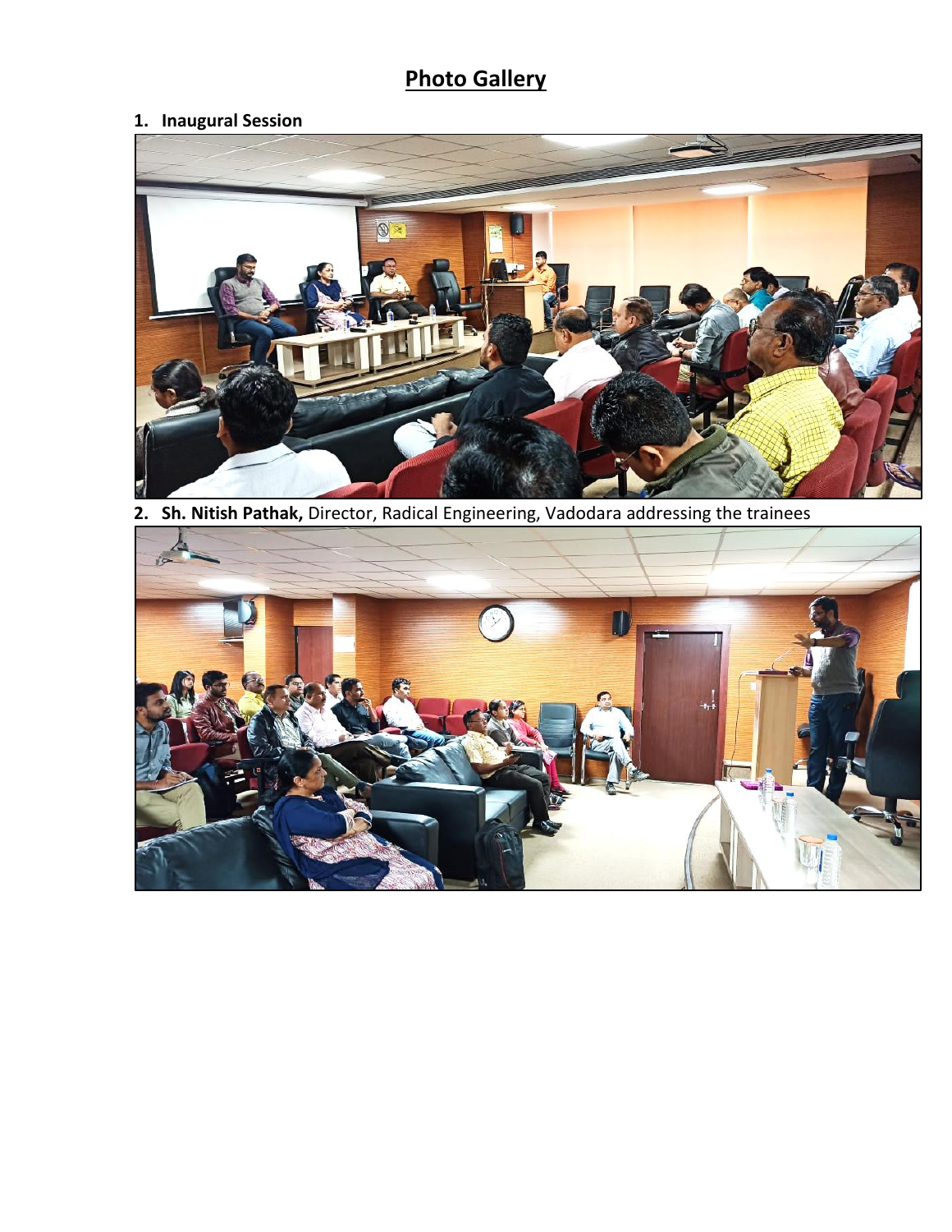# Photo Gallery

1. **Inaugural Session**

2. **Sh. Nitish Pathak,** Director, Radical Engineering, Vadodara addressing the trainees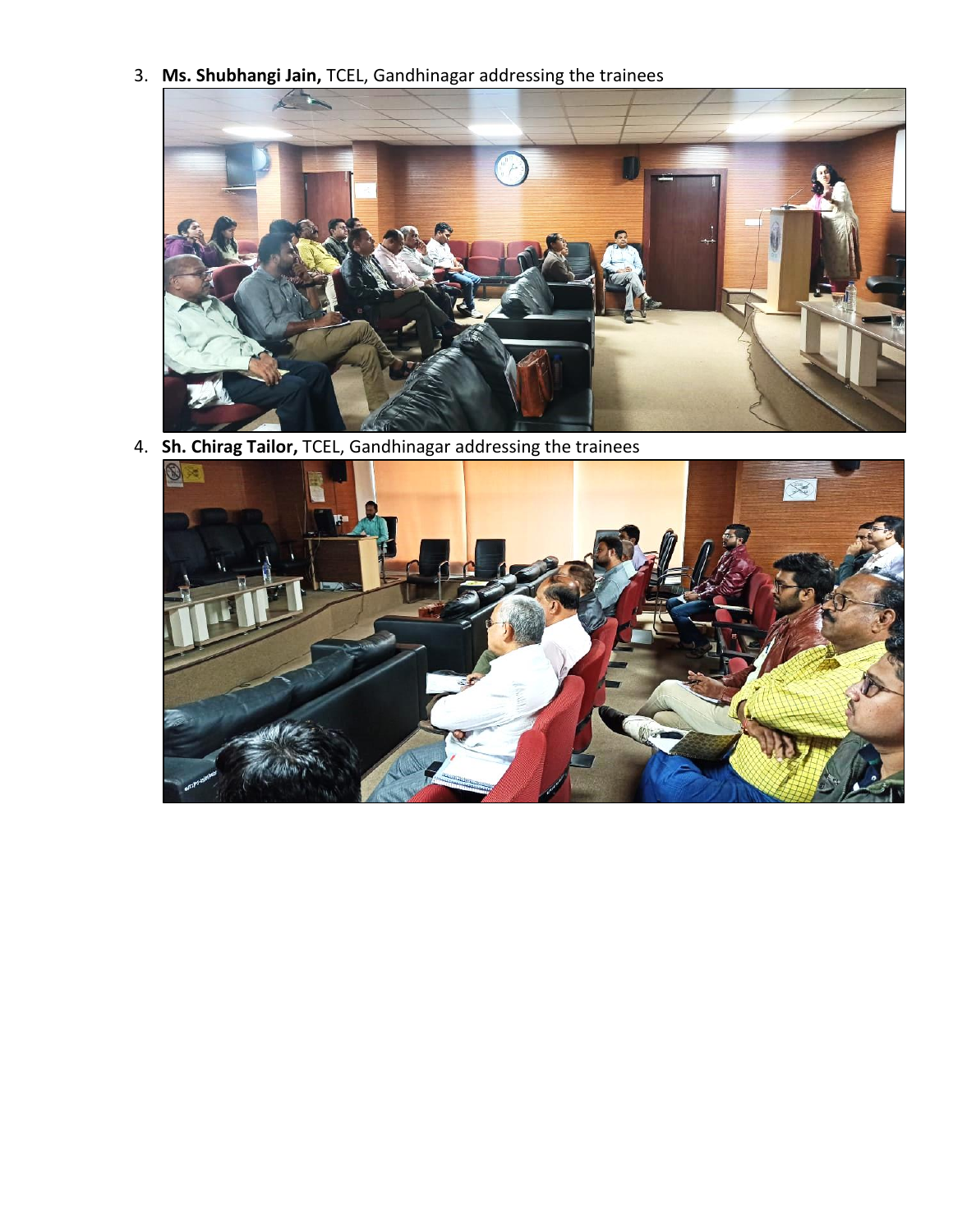3. **Ms. Shubhangi Jain,** TCEL, Gandhinagar addressing the trainees

4. **Sh. Chirag Tailor,** TCEL, Gandhinagar addressing the trainees